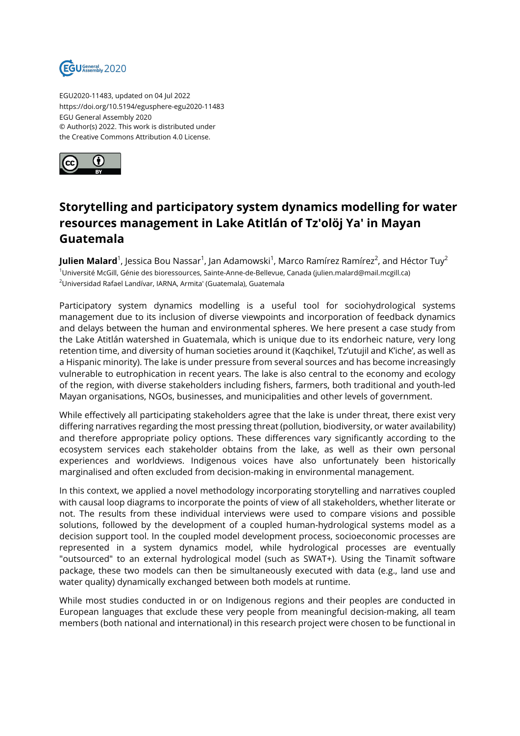EGU2020-11483, updated on 04 Jul 2022
https://doi.org/10.5194/egusphere-egu2020-11483
EGU General Assembly 2020
© Author(s) 2022. This work is distributed under
the Creative Commons Attribution 4.0 License.

# Storytelling and participatory system dynamics modelling for water resources management in Lake Atitlán of Tz'olöj Ya' in Mayan Guatemala

**Julien Malard**[1], Jessica Bou Nassar[1], Jan Adamowski[1], Marco Ramírez Ramírez[2], and Héctor Tuy[2]

[1]Université McGill, Génie des bioressources, Sainte-Anne-de-Bellevue, Canada (julien.malard@mail.mcgill.ca)
[2]Universidad Rafael Landívar, IARNA, Armita' (Guatemala), Guatemala

Participatory system dynamics modelling is a useful tool for sociohydrological systems management due to its inclusion of diverse viewpoints and incorporation of feedback dynamics and delays between the human and environmental spheres. We here present a case study from the Lake Atitlán watershed in Guatemala, which is unique due to its endorheic nature, very long retention time, and diversity of human societies around it (Kaqchikel, Tz'utujil and K'iche', as well as a Hispanic minority). The lake is under pressure from several sources and has become increasingly vulnerable to eutrophication in recent years. The lake is also central to the economy and ecology of the region, with diverse stakeholders including fishers, farmers, both traditional and youth-led Mayan organisations, NGOs, businesses, and municipalities and other levels of government.

While effectively all participating stakeholders agree that the lake is under threat, there exist very differing narratives regarding the most pressing threat (pollution, biodiversity, or water availability) and therefore appropriate policy options. These differences vary significantly according to the ecosystem services each stakeholder obtains from the lake, as well as their own personal experiences and worldviews. Indigenous voices have also unfortunately been historically marginalised and often excluded from decision-making in environmental management.

In this context, we applied a novel methodology incorporating storytelling and narratives coupled with causal loop diagrams to incorporate the points of view of all stakeholders, whether literate or not. The results from these individual interviews were used to compare visions and possible solutions, followed by the development of a coupled human-hydrological systems model as a decision support tool. In the coupled model development process, socioeconomic processes are represented in a system dynamics model, while hydrological processes are eventually "outsourced" to an external hydrological model (such as SWAT+). Using the Tinamït software package, these two models can then be simultaneously executed with data (e.g., land use and water quality) dynamically exchanged between both models at runtime.

While most studies conducted in or on Indigenous regions and their peoples are conducted in European languages that exclude these very people from meaningful decision-making, all team members (both national and international) in this research project were chosen to be functional in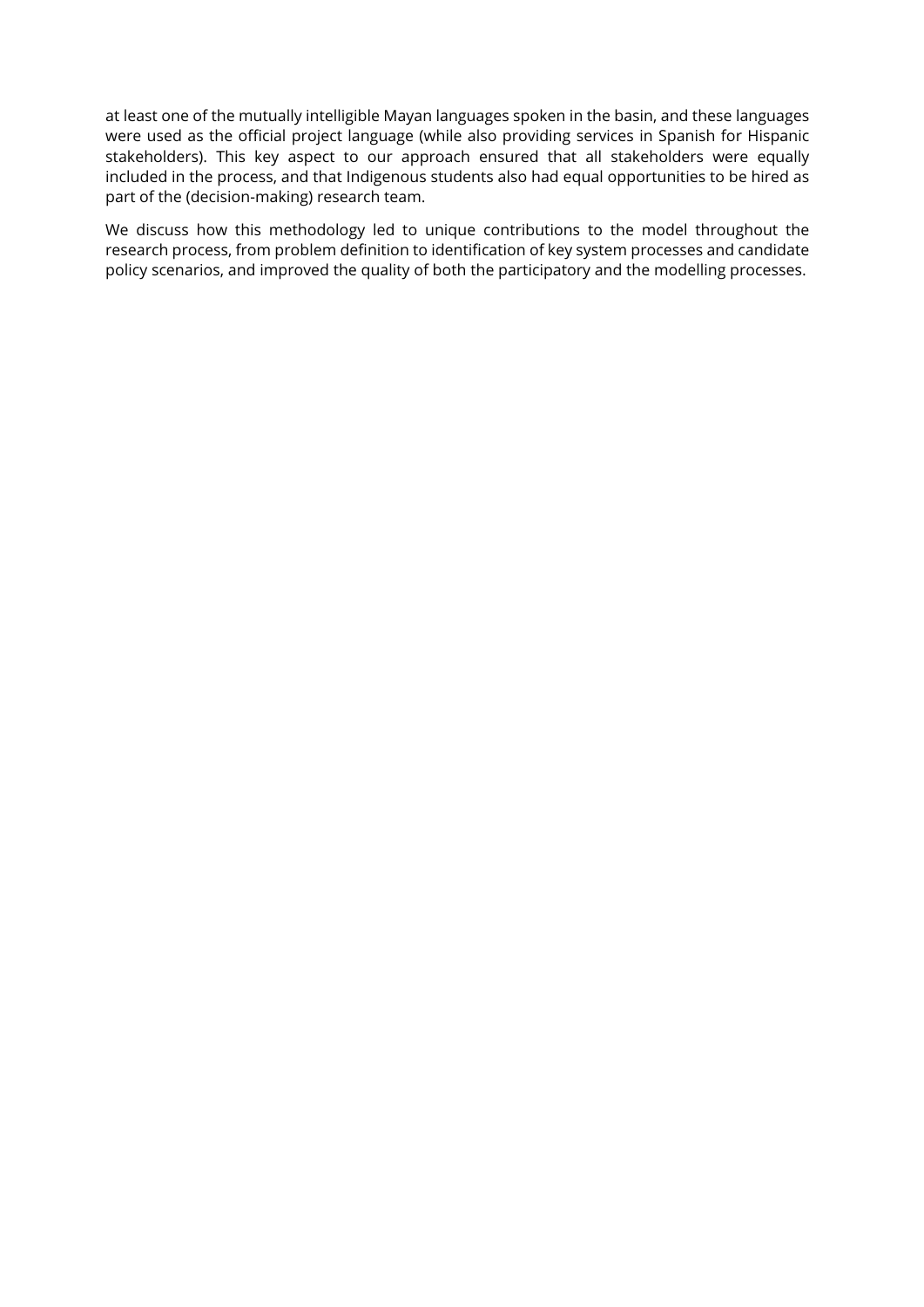at least one of the mutually intelligible Mayan languages spoken in the basin, and these languages were used as the official project language (while also providing services in Spanish for Hispanic stakeholders). This key aspect to our approach ensured that all stakeholders were equally included in the process, and that Indigenous students also had equal opportunities to be hired as part of the (decision-making) research team.

We discuss how this methodology led to unique contributions to the model throughout the research process, from problem definition to identification of key system processes and candidate policy scenarios, and improved the quality of both the participatory and the modelling processes.